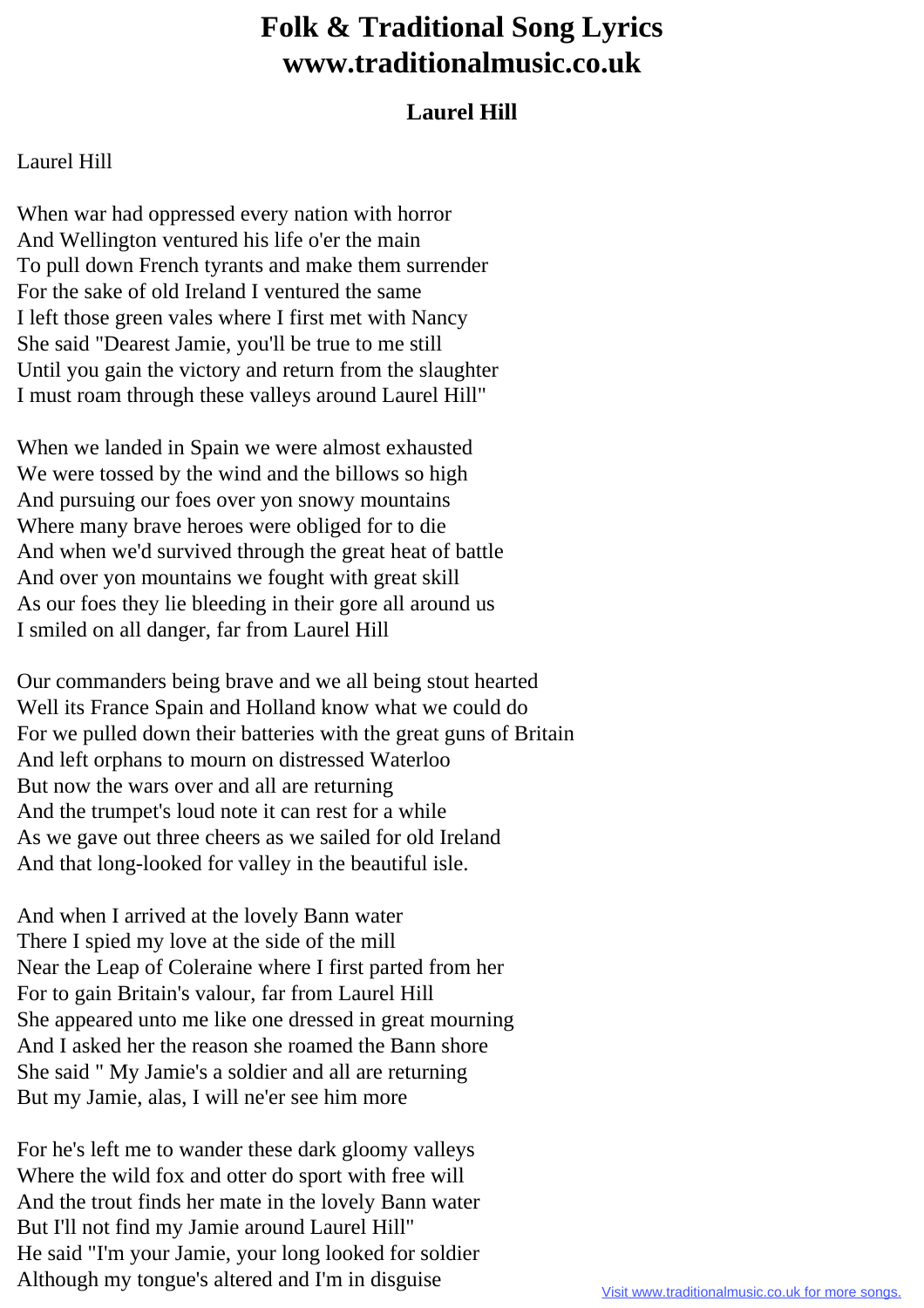# Folk & Traditional Song Lyrics
# www.traditionalmusic.co.uk

## Laurel Hill

Laurel Hill

When war had oppressed every nation with horror
And Wellington ventured his life o'er the main
To pull down French tyrants and make them surrender
For the sake of old Ireland I ventured the same
I left those green vales where I first met with Nancy
She said "Dearest Jamie, you'll be true to me still
Until you gain the victory and return from the slaughter
I must roam through these valleys around Laurel Hill"

When we landed in Spain we were almost exhausted
We were tossed by the wind and the billows so high
And pursuing our foes over yon snowy mountains
Where many brave heroes were obliged for to die
And when we'd survived through the great heat of battle
And over yon mountains we fought with great skill
As our foes they lie bleeding in their gore all around us
I smiled on all danger, far from Laurel Hill

Our commanders being brave and we all being stout hearted
Well its France Spain and Holland know what we could do
For we pulled down their batteries with the great guns of Britain
And left orphans to mourn on distressed Waterloo
But now the wars over and all are returning
And the trumpet's loud note it can rest for a while
As we gave out three cheers as we sailed for old Ireland
And that long-looked for valley in the beautiful isle.

And when I arrived at the lovely Bann water
There I spied my love at the side of the mill
Near the Leap of Coleraine where I first parted from her
For to gain Britain's valour, far from Laurel Hill
She appeared unto me like one dressed in great mourning
And I asked her the reason she roamed the Bann shore
She said " My Jamie's a soldier and all are returning
But my Jamie, alas, I will ne'er see him more

For he's left me to wander these dark gloomy valleys
Where the wild fox and otter do sport with free will
And the trout finds her mate in the lovely Bann water
But I'll not find my Jamie around Laurel Hill"
He said "I'm your Jamie, your long looked for soldier
Although my tongue's altered and I'm in disguise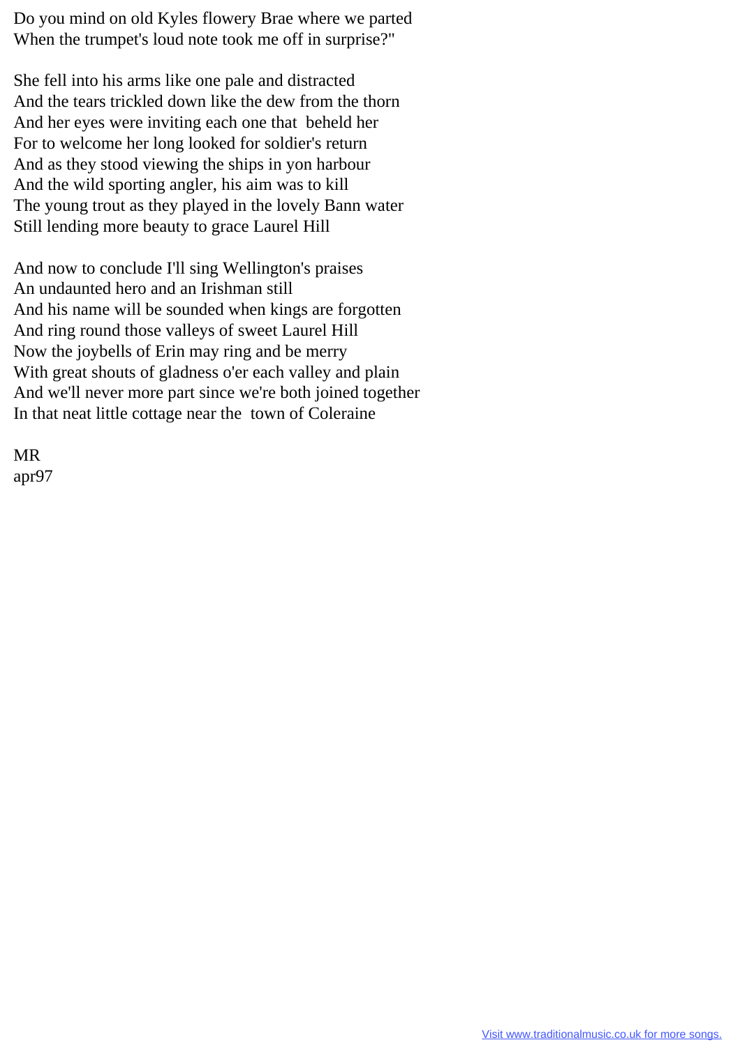Do you mind on old Kyles flowery Brae where we parted
When the trumpet's loud note took me off in surprise?"

She fell into his arms like one pale and distracted
And the tears trickled down like the dew from the thorn
And her eyes were inviting each one that beheld her
For to welcome her long looked for soldier's return
And as they stood viewing the ships in yon harbour
And the wild sporting angler, his aim was to kill
The young trout as they played in the lovely Bann water
Still lending more beauty to grace Laurel Hill

And now to conclude I'll sing Wellington's praises
An undaunted hero and an Irishman still
And his name will be sounded when kings are forgotten
And ring round those valleys of sweet Laurel Hill
Now the joybells of Erin may ring and be merry
With great shouts of gladness o'er each valley and plain
And we'll never more part since we're both joined together
In that neat little cottage near the town of Coleraine

MR
apr97